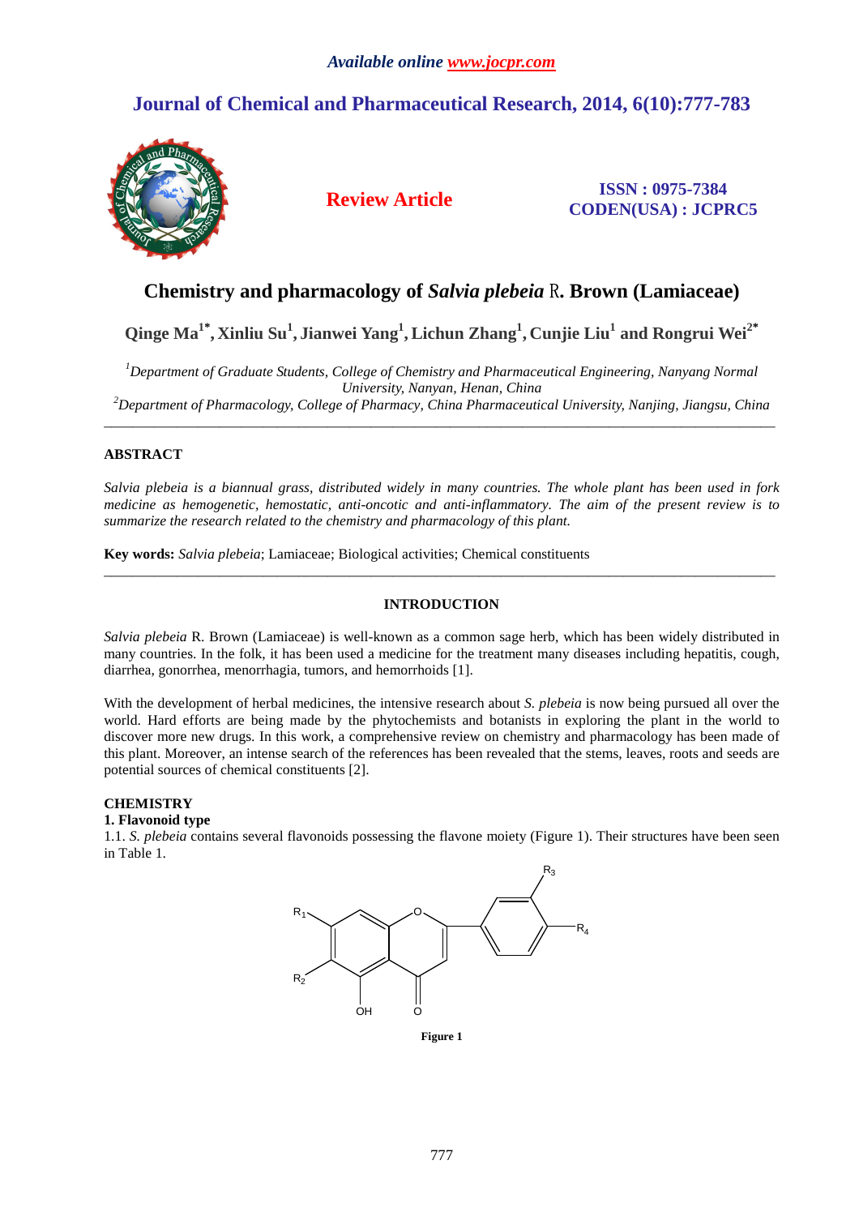# Chemistry and pharmacology of *Salvia plebeia* R. Brown (Lamiaceae)

**Qinge Ma[1*], Xinliu Su[1], Jianwei Yang[1], Lichun Zhang[1], Cunjie Liu[1] and Rongrui Wei[2*]**

[1]*Department of Graduate Students, College of Chemistry and Pharmaceutical Engineering, Nanyang Normal University, Nanyan, Henan, China*

[2]*Department of Pharmacology, College of Pharmacy, China Pharmaceutical University, Nanjing, Jiangsu, China*

---

## ABSTRACT

*Salvia plebeia is a biannual grass, distributed widely in many countries. The whole plant has been used in fork medicine as hemogenetic, hemostatic, anti-oncotic and anti-inflammatory. The aim of the present review is to summarize the research related to the chemistry and pharmacology of this plant.*

**Key words:** *Salvia plebeia*; Lamiaceae; Biological activities; Chemical constituents

---

## INTRODUCTION

*Salvia plebeia* R. Brown (Lamiaceae) is well-known as a common sage herb, which has been widely distributed in many countries. In the folk, it has been used a medicine for the treatment many diseases including hepatitis, cough, diarrhea, gonorrhea, menorrhagia, tumors, and hemorrhoids [1].

With the development of herbal medicines, the intensive research about *S. plebeia* is now being pursued all over the world. Hard efforts are being made by the phytochemists and botanists in exploring the plant in the world to discover more new drugs. In this work, a comprehensive review on chemistry and pharmacology has been made of this plant. Moreover, an intense search of the references has been revealed that the stems, leaves, roots and seeds are potential sources of chemical constituents [2].

## CHEMISTRY

### 1. Flavonoid type

1.1. *S. plebeia* contains several flavonoids possessing the flavone moiety (Figure 1). Their structures have been seen in Table 1.

R3

R1

R4

R2

OH

O

O

Figure 1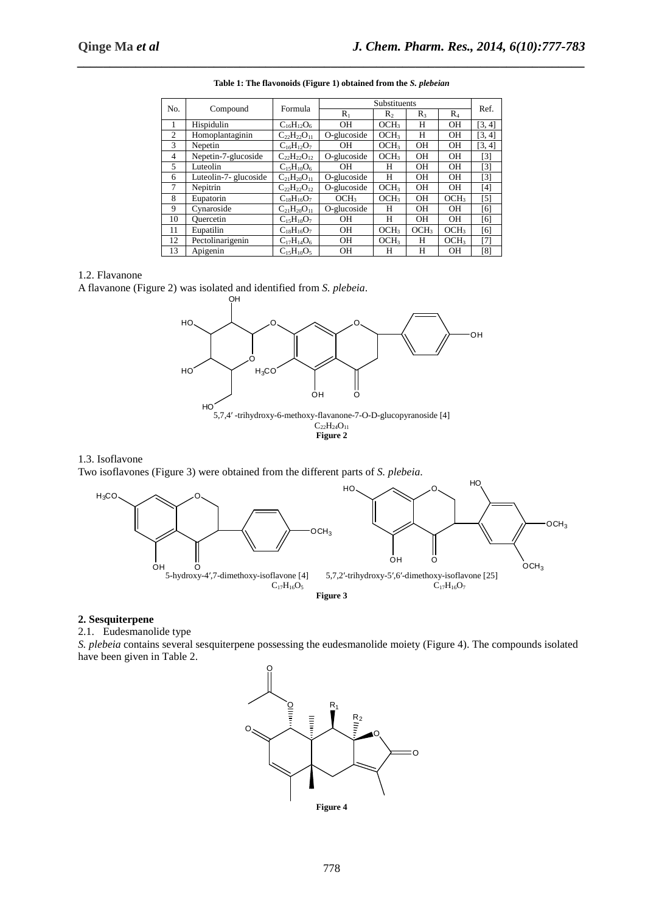**Table 1: The flavonoids (Figure 1) obtained from the *S. plebeian***

| No. | Compound | Formula | Substituents | | | | Ref. |
|---|---|---|---|---|---|---|---|
| | | | $R_1$ | $R_2$ | $R_3$ | $R_4$ | |
| 1 | Hispidulin | $C_{16}H_{12}O_6$ | OH | $OCH_3$ | H | OH | [3, 4] |
| 2 | Homoplantaginin | $C_{22}H_{22}O_{11}$ | O-glucoside | $OCH_3$ | H | OH | [3, 4] |
| 3 | Nepetin | $C_{16}H_{12}O_7$ | OH | $OCH_3$ | OH | OH | [3, 4] |
| 4 | Nepetin-7-glucoside | $C_{22}H_{22}O_{12}$ | O-glucoside | $OCH_3$ | OH | OH | [3] |
| 5 | Luteolin | $C_{15}H_{10}O_6$ | OH | H | OH | OH | [3] |
| 6 | Luteolin-7- glucoside | $C_{21}H_{20}O_{11}$ | O-glucoside | H | OH | OH | [3] |
| 7 | Nepitrin | $C_{22}H_{22}O_{12}$ | O-glucoside | $OCH_3$ | OH | OH | [4] |
| 8 | Eupatorin | $C_{18}H_{16}O_7$ | $OCH_3$ | $OCH_3$ | OH | $OCH_3$ | [5] |
| 9 | Cynaroside | $C_{21}H_{20}O_{11}$ | O-glucoside | H | OH | OH | [6] |
| 10 | Quercetin | $C_{15}H_{10}O_7$ | OH | H | OH | OH | [6] |
| 11 | Eupatilin | $C_{18}H_{16}O_7$ | OH | $OCH_3$ | $OCH_3$ | $OCH_3$ | [6] |
| 12 | Pectolinarigenin | $C_{17}H_{14}O_6$ | OH | $OCH_3$ | H | $OCH_3$ | [7] |
| 13 | Apigenin | $C_{15}H_{10}O_5$ | OH | H | H | OH | [8] |

1.2. Flavanone

A flavanone (Figure 2) was isolated and identified from *S. plebeia*.

5,7,4′ -trihydroxy-6-methoxy-flavanone-7-O-D-glucopyranoside [4]
$C_{22}H_{24}O_{11}$

**Figure 2**

1.3. Isoflavone

Two isoflavones (Figure 3) were obtained from the different parts of *S. plebeia*.

5-hydroxy-4′,7-dimethoxy-isoflavone [4]
$C_{17}H_{16}O_5$

5,7,2′-trihydroxy-5′,6′-dimethoxy-isoflavone [25]
$C_{17}H_{16}O_7$

**Figure 3**

**2. Sesquiterpene**

2.1. Eudesmanolide type

*S. plebeia* contains several sesquiterpene possessing the eudesmanolide moiety (Figure 4). The compounds isolated have been given in Table 2.

**Figure 4**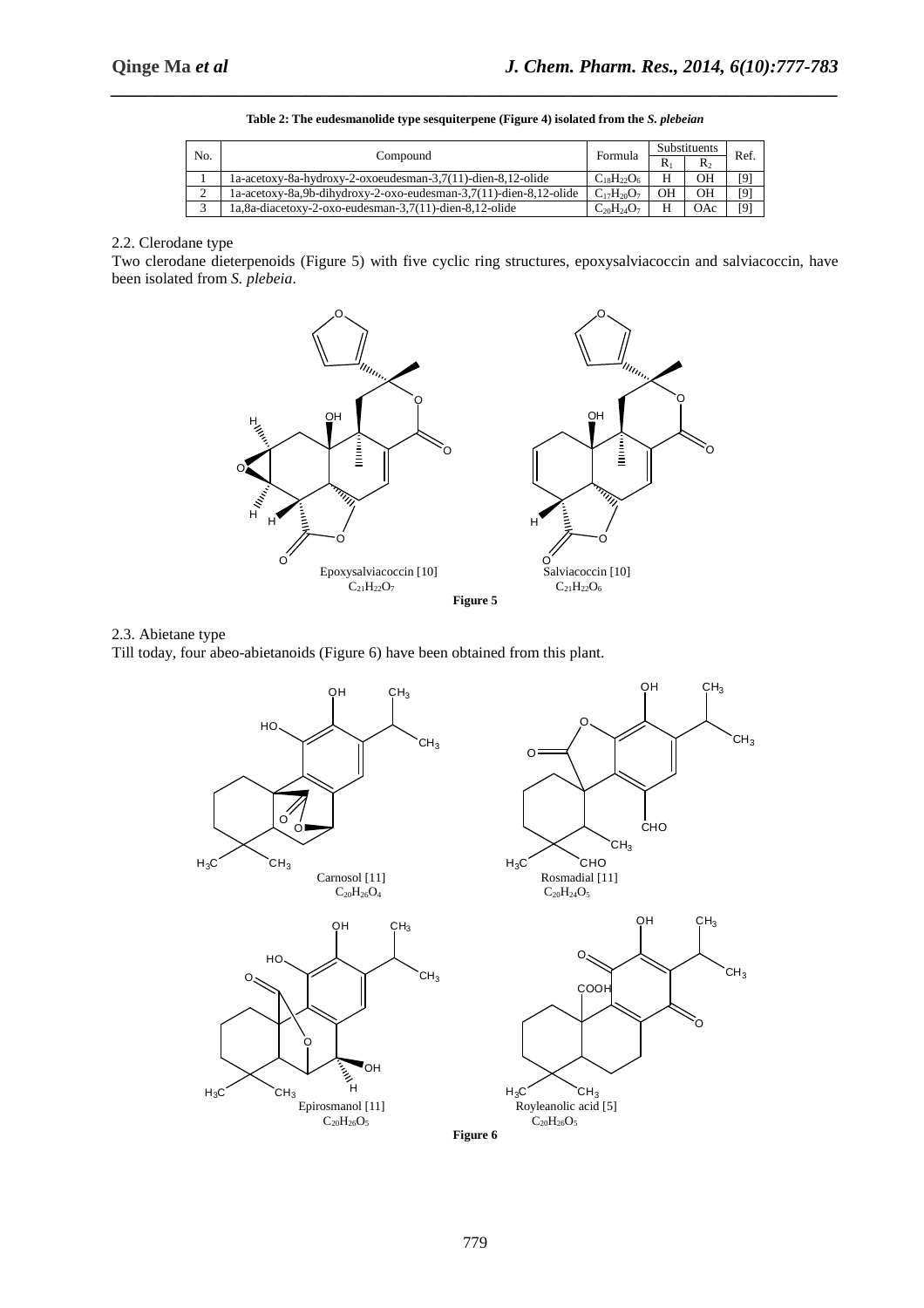**Table 2: The eudesmanolide type sesquiterpene (Figure 4) isolated from the *S. plebeian***

| No. | Compound | Formula | Substituents | | Ref. |
|---|---|---|---|---|---|
| | | | $R_1$ | $R_2$ | |
| 1 | 1a-acetoxy-8a-hydroxy-2-oxoeudesman-3,7(11)-dien-8,12-olide | $C_{18}H_{22}O_6$ | H | OH | [9] |
| 2 | 1a-acetoxy-8a,9b-dihydroxy-2-oxo-eudesman-3,7(11)-dien-8,12-olide | $C_{17}H_{20}O_7$ | OH | OH | [9] |
| 3 | 1a,8a-diacetoxy-2-oxo-eudesman-3,7(11)-dien-8,12-olide | $C_{20}H_{24}O_7$ | H | OAc | [9] |

2.2. Clerodane type

Two clerodane dieterpenoids (Figure 5) with five cyclic ring structures, epoxysalviacoccin and salviacoccin, have been isolated from *S. plebeia*.

Epoxysalviacoccin [10]
$C_{21}H_{22}O_7$

Salviacoccin [10]
$C_{21}H_{22}O_6$

**Figure 5**

2.3. Abietane type

Till today, four abeo-abietanoids (Figure 6) have been obtained from this plant.

Carnosol [11]
$C_{20}H_{26}O_4$

Rosmadial [11]
$C_{20}H_{24}O_5$

Epirosmanol [11]
$C_{20}H_{26}O_5$

Royleanolic acid [5]
$C_{20}H_{26}O_5$

**Figure 6**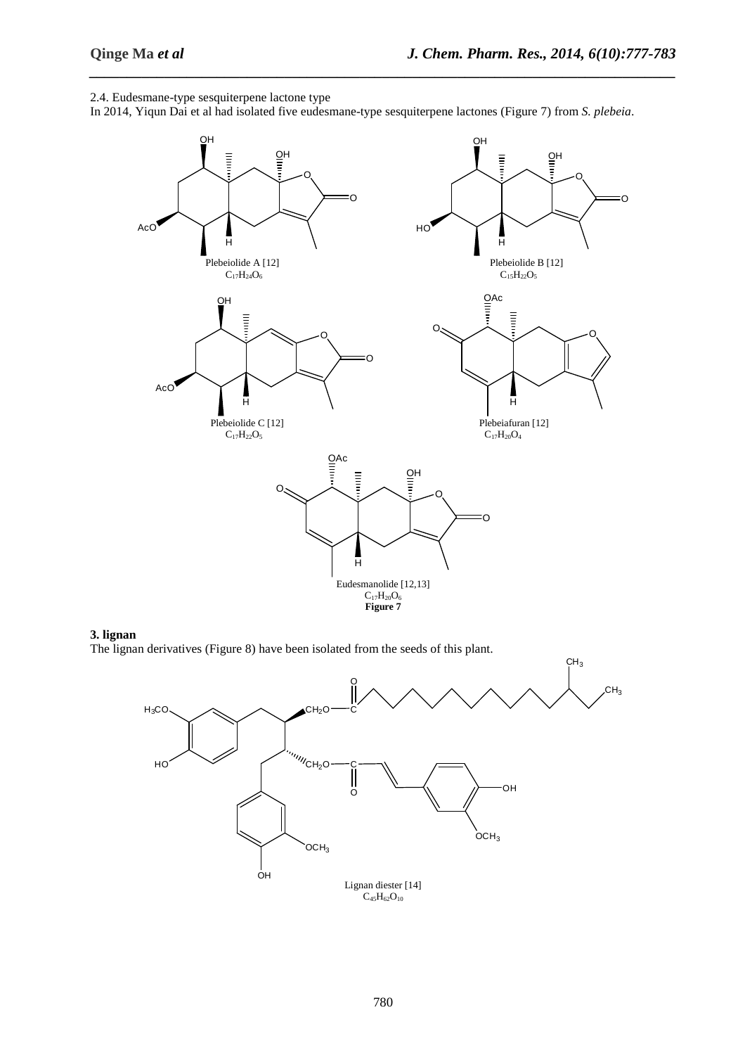2.4. Eudesmane-type sesquiterpene lactone type

In 2014, Yiqun Dai et al had isolated five eudesmane-type sesquiterpene lactones (Figure 7) from *S. plebeia*.

Plebeiolide A [12]
$C_{17}H_{24}O_6$

Plebeiolide B [12]
$C_{15}H_{22}O_5$

Plebeiolide C [12]
$C_{17}H_{22}O_5$

Plebeiafuran [12]
$C_{17}H_{20}O_4$

Eudesmanolide [12,13]
$C_{17}H_{20}O_6$

**Figure 7**

**3. lignan**

The lignan derivatives (Figure 8) have been isolated from the seeds of this plant.

Lignan diester [14]
$C_{45}H_{62}O_{10}$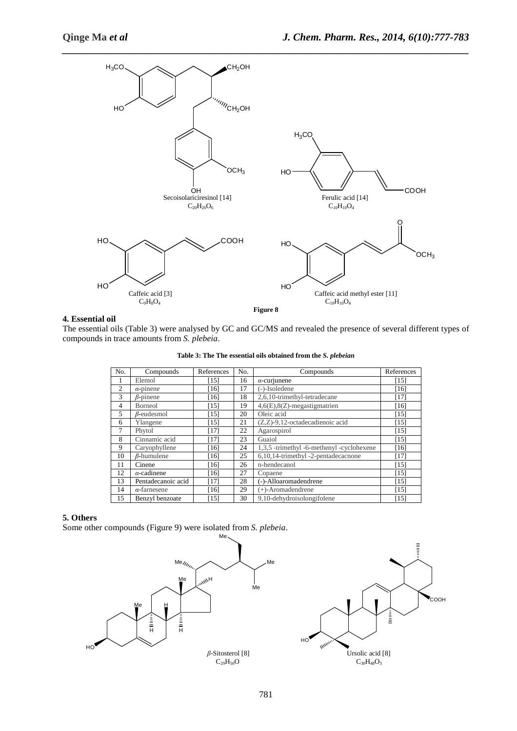Secoisolariciresinol [14]
$C_{20}H_{26}O_6$

Ferulic acid [14]
$C_{10}H_{10}O_4$

Caffeic acid [3]
$C_9H_8O_4$

Caffeic acid methyl ester [11]
$C_{10}H_{10}O_4$

**Figure 8**

## 4. Essential oil

The essential oils (Table 3) were analysed by GC and GC/MS and revealed the presence of several different types of compounds in trace amounts from *S. plebeia*.

**Table 3: The The essential oils obtained from the *S. plebeian***

| No. | Compounds | References | No. | Compounds | References |
|---|---|---|---|---|---|
| 1 | Elemol | [15] | 16 | *α*-curjunene | [15] |
| 2 | *α*-pinene | [16] | 17 | (-)-Isoledene | [16] |
| 3 | *β*-pinene | [16] | 18 | 2,6,10-trimethyl-tetradecane | [17] |
| 4 | Borneol | [15] | 19 | 4,6(E),8(Z)-megastigmatrien | [16] |
| 5 | *β*-eudesmol | [15] | 20 | Oleic acid | [15] |
| 6 | Ylangene | [15] | 21 | (Z,Z)-9,12-octadecadienoic acid | [15] |
| 7 | Phytol | [17] | 22 | Agarospirol | [15] |
| 8 | Cinnamic acid | [17] | 23 | Guaiol | [15] |
| 9 | Caryophyllene | [16] | 24 | 1,3,5 -trimethyl -6-methenyl -cyclohexene | [16] |
| 10 | *β*-humulene | [16] | 25 | 6,10,14-trimethyl -2-pentadecacnone | [17] |
| 11 | Cinene | [16] | 26 | n-hendecanol | [15] |
| 12 | *α*-cadinene | [16] | 27 | Copaene | [15] |
| 13 | Pentadecanoic acid | [17] | 28 | (-)-Alloaromadendrene | [15] |
| 14 | *α*-farnesene | [16] | 29 | (+)-Aromadendrene | [15] |
| 15 | Benzyl benzoate | [15] | 30 | 9,10-dehydroisolongifolene | [15] |

## 5. Others

Some other compounds (Figure 9) were isolated from *S. plebeia*.

*β*-Sitosterol [8]
$C_{29}H_{50}O$

Ursolic acid [8]
$C_{30}H_{48}O_3$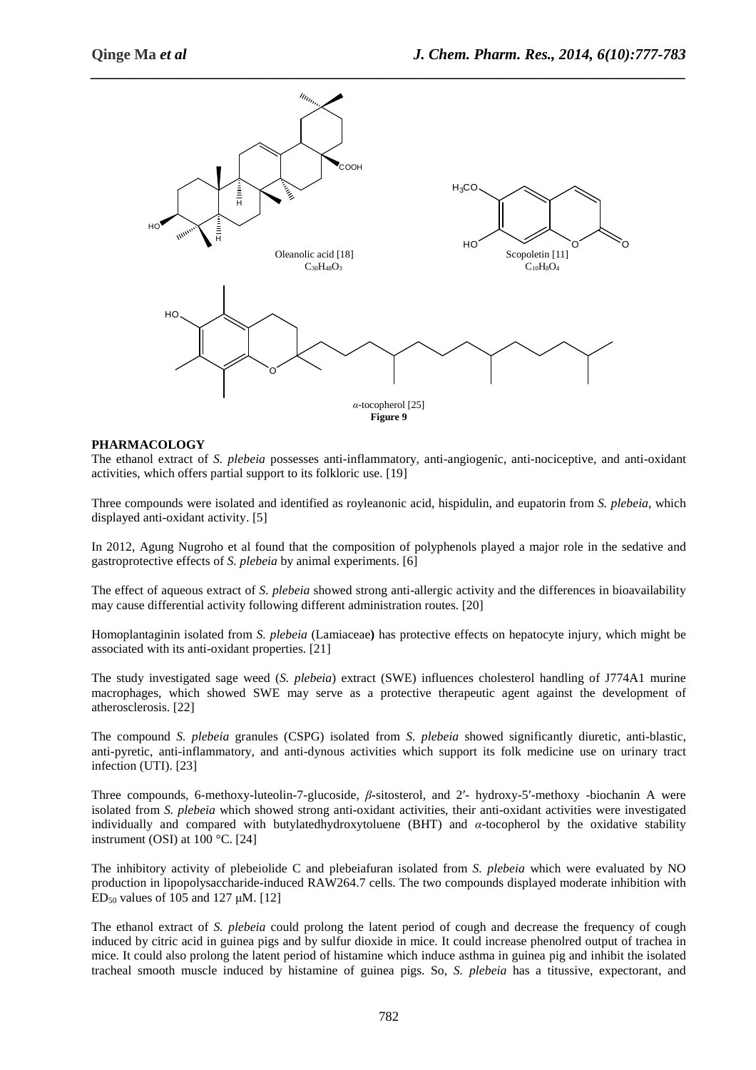Oleanolic acid [18]
$C_{30}H_{48}O_3$

Scopoletin [11]
$C_{10}H_8O_4$

*α*-tocopherol [25]

**Figure 9**

## PHARMACOLOGY

The ethanol extract of *S. plebeia* possesses anti-inflammatory, anti-angiogenic, anti-nociceptive, and anti-oxidant activities, which offers partial support to its folkloric use. [19]

Three compounds were isolated and identified as royleanonic acid, hispidulin, and eupatorin from *S. plebeia*, which displayed anti-oxidant activity. [5]

In 2012, Agung Nugroho et al found that the composition of polyphenols played a major role in the sedative and gastroprotective effects of *S. plebeia* by animal experiments. [6]

The effect of aqueous extract of *S. plebeia* showed strong anti-allergic activity and the differences in bioavailability may cause differential activity following different administration routes. [20]

Homoplantaginin isolated from *S. plebeia* (Lamiaceae**)** has protective effects on hepatocyte injury, which might be associated with its anti-oxidant properties. [21]

The study investigated sage weed (*S. plebeia*) extract (SWE) influences cholesterol handling of J774A1 murine macrophages, which showed SWE may serve as a protective therapeutic agent against the development of atherosclerosis. [22]

The compound *S. plebeia* granules (CSPG) isolated from *S. plebeia* showed significantly diuretic, anti-blastic, anti-pyretic, anti-inflammatory, and anti-dynous activities which support its folk medicine use on urinary tract infection (UTI). [23]

Three compounds, 6-methoxy-luteolin-7-glucoside, *β*-sitosterol, and 2′- hydroxy-5′-methoxy -biochanin A were isolated from *S. plebeia* which showed strong anti-oxidant activities, their anti-oxidant activities were investigated individually and compared with butylatedhydroxytoluene (BHT) and *α*-tocopherol by the oxidative stability instrument (OSI) at 100 °C. [24]

The inhibitory activity of plebeiolide C and plebeiafuran isolated from *S. plebeia* which were evaluated by NO production in lipopolysaccharide-induced RAW264.7 cells. The two compounds displayed moderate inhibition with $ED_{50}$ values of 105 and 127 μM. [12]

The ethanol extract of *S. plebeia* could prolong the latent period of cough and decrease the frequency of cough induced by citric acid in guinea pigs and by sulfur dioxide in mice. It could increase phenolred output of trachea in mice. It could also prolong the latent period of histamine which induce asthma in guinea pig and inhibit the isolated tracheal smooth muscle induced by histamine of guinea pigs. So, *S. plebeia* has a titussive, expectorant, and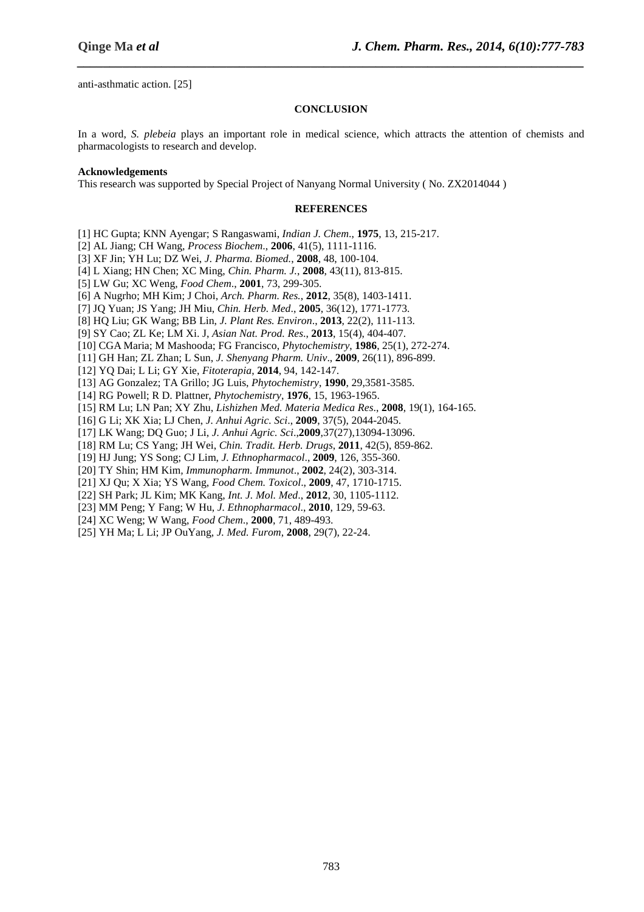anti-asthmatic action. [25]

## CONCLUSION

In a word, *S. plebeia* plays an important role in medical science, which attracts the attention of chemists and pharmacologists to research and develop.

### Acknowledgements

This research was supported by Special Project of Nanyang Normal University ( No. ZX2014044 )

## REFERENCES

[1] HC Gupta; KNN Ayengar; S Rangaswami, *Indian J. Chem*., **1975**, 13, 215-217.
[2] AL Jiang; CH Wang, *Process Biochem*., **2006**, 41(5), 1111-1116.
[3] XF Jin; YH Lu; DZ Wei, *J. Pharma. Biomed.*, **2008**, 48, 100-104.
[4] L Xiang; HN Chen; XC Ming, *Chin. Pharm. J.*, **2008**, 43(11), 813-815.
[5] LW Gu; XC Weng, *Food Chem*., **2001**, 73, 299-305.
[6] A Nugrho; MH Kim; J Choi, *Arch. Pharm. Res.*, **2012**, 35(8), 1403-1411.
[7] JQ Yuan; JS Yang; JH Miu, *Chin. Herb. Med*., **2005**, 36(12), 1771-1773.
[8] HQ Liu; GK Wang; BB Lin, *J. Plant Res. Environ*., **2013**, 22(2), 111-113.
[9] SY Cao; ZL Ke; LM Xi. J, *Asian Nat. Prod. Res*., **2013**, 15(4), 404-407.
[10] CGA Maria; M Mashooda; FG Francisco, *Phytochemistry*, **1986**, 25(1), 272-274.
[11] GH Han; ZL Zhan; L Sun, *J. Shenyang Pharm. Univ*., **2009**, 26(11), 896-899.
[12] YQ Dai; L Li; GY Xie, *Fitoterapia*, **2014**, 94, 142-147.
[13] AG Gonzalez; TA Grillo; JG Luis, *Phytochemistry*, **1990**, 29,3581-3585.
[14] RG Powell; R D. Plattner, *Phytochemistry*, **1976**, 15, 1963-1965.
[15] RM Lu; LN Pan; XY Zhu, *Lishizhen Med. Materia Medica Res*., **2008**, 19(1), 164-165.
[16] G Li; XK Xia; LJ Chen, *J. Anhui Agric. Sci*., **2009**, 37(5), 2044-2045.
[17] LK Wang; DQ Guo; J Li, *J. Anhui Agric. Sci*.,**2009**,37(27),13094-13096.
[18] RM Lu; CS Yang; JH Wei, *Chin. Tradit. Herb. Drugs*, **2011**, 42(5), 859-862.
[19] HJ Jung; YS Song; CJ Lim, *J. Ethnopharmacol*., **2009**, 126, 355-360.
[20] TY Shin; HM Kim, *Immunopharm. Immunot*., **2002**, 24(2), 303-314.
[21] XJ Qu; X Xia; YS Wang, *Food Chem. Toxicol*., **2009**, 47, 1710-1715.
[22] SH Park; JL Kim; MK Kang, *Int. J. Mol. Med*., **2012**, 30, 1105-1112.
[23] MM Peng; Y Fang; W Hu, *J. Ethnopharmacol*., **2010**, 129, 59-63.
[24] XC Weng; W Wang, *Food Chem*., **2000**, 71, 489-493.
[25] YH Ma; L Li; JP OuYang, *J. Med. Furom*, **2008**, 29(7), 22-24.